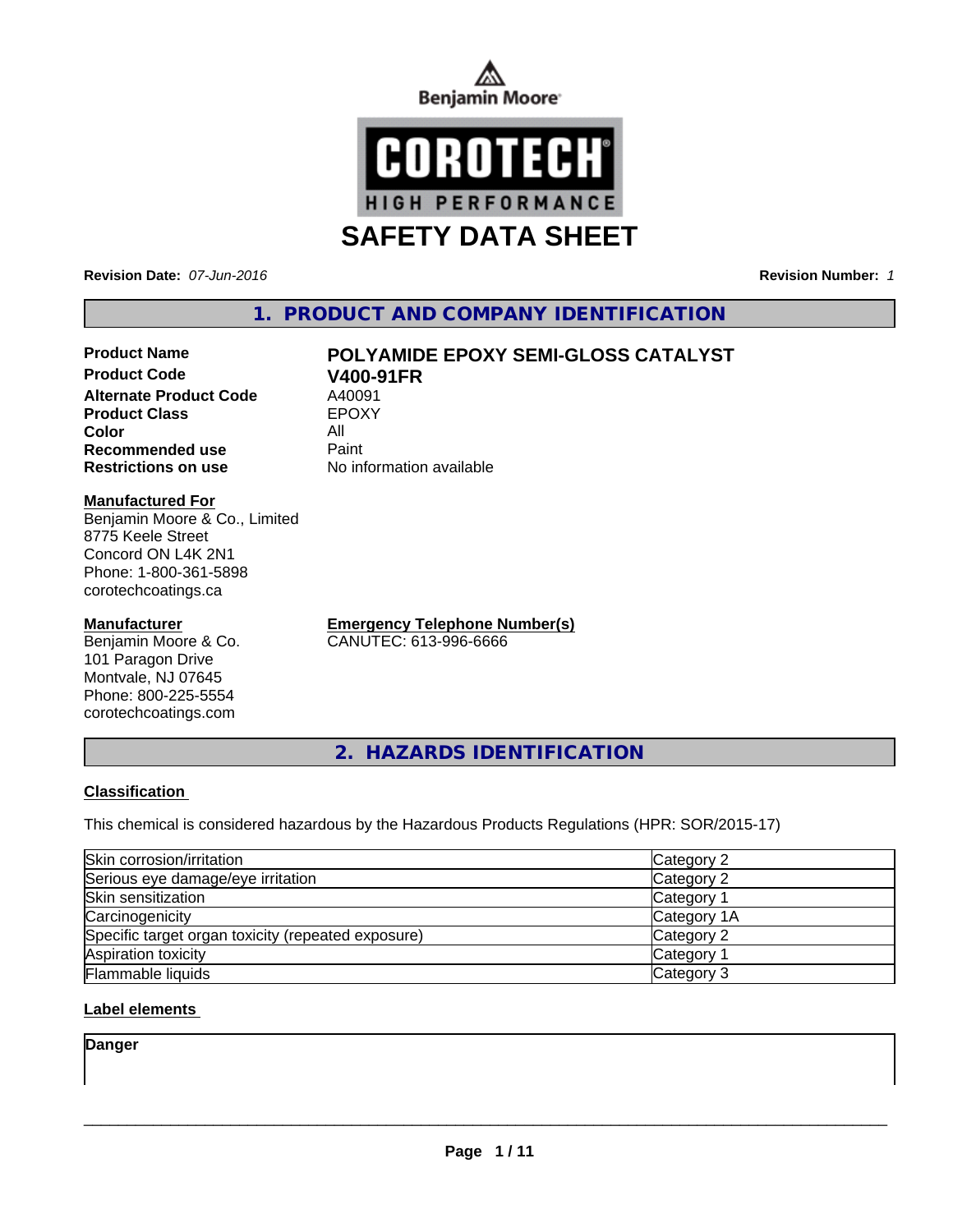Benjamin Moore

COROTECH
HIGH PERFORMANCE

# SAFETY DATA SHEET

**Revision Date:** *07-Jun-2016* **Revision Number:** *1*

## 1. PRODUCT AND COMPANY IDENTIFICATION

**Product Name** **POLYAMIDE EPOXY SEMI-GLOSS CATALYST**
**Product Code** **V400-91FR**
**Alternate Product Code** A40091
**Product Class** EPOXY
**Color** All
**Recommended use** Paint
**Restrictions on use** No information available

**Manufactured For**
Benjamin Moore & Co., Limited
8775 Keele Street
Concord ON L4K 2N1
Phone: 1-800-361-5898
corotechcoatings.ca

**Manufacturer**
Benjamin Moore & Co.
101 Paragon Drive
Montvale, NJ 07645
Phone: 800-225-5554
corotechcoatings.com

**Emergency Telephone Number(s)**
CANUTEC: 613-996-6666

## 2. HAZARDS IDENTIFICATION

**Classification**

This chemical is considered hazardous by the Hazardous Products Regulations (HPR: SOR/2015-17)

| | |
|---|---|
| Skin corrosion/irritation | Category 2 |
| Serious eye damage/eye irritation | Category 2 |
| Skin sensitization | Category 1 |
| Carcinogenicity | Category 1A |
| Specific target organ toxicity (repeated exposure) | Category 2 |
| Aspiration toxicity | Category 1 |
| Flammable liquids | Category 3 |

**Label elements**

**Danger**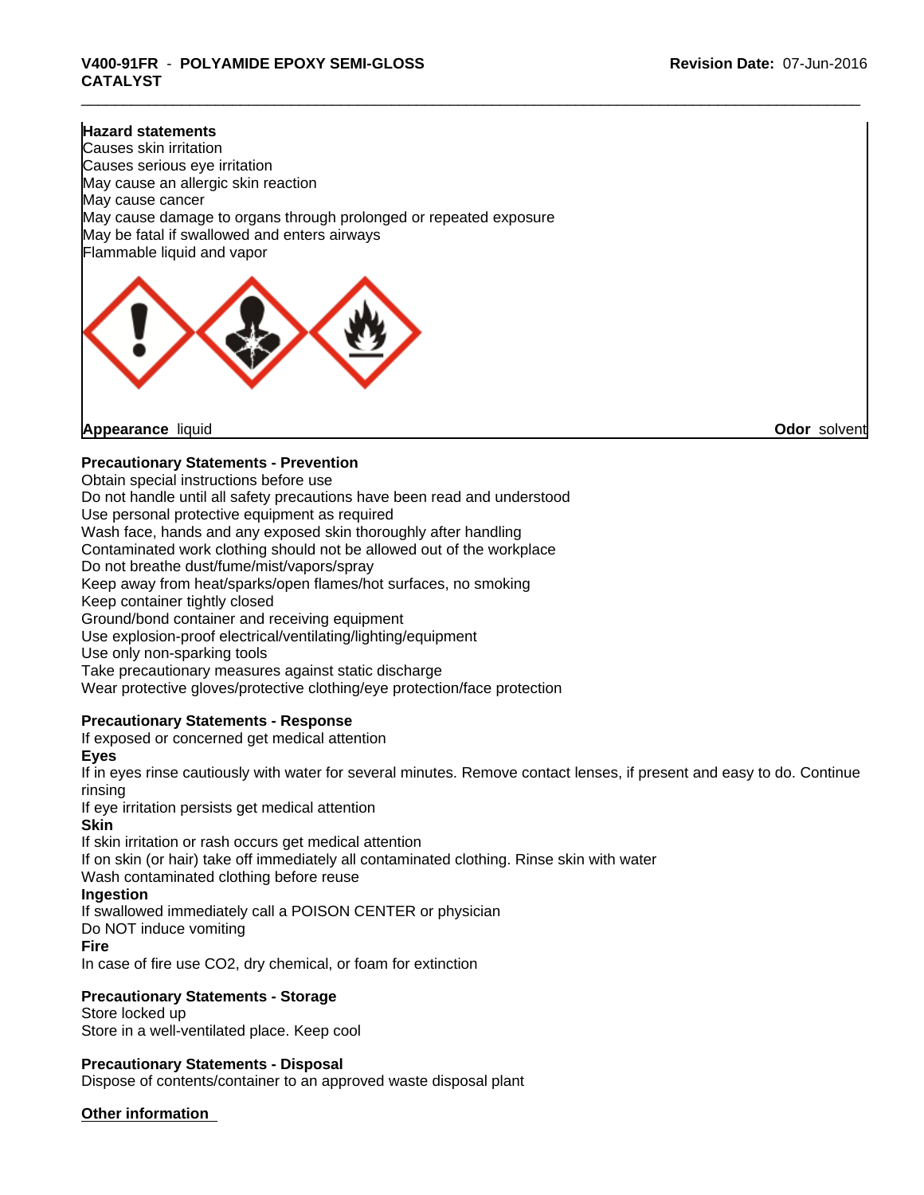**Hazard statements**
Causes skin irritation
Causes serious eye irritation
May cause an allergic skin reaction
May cause cancer
May cause damage to organs through prolonged or repeated exposure
May be fatal if swallowed and enters airways
Flammable liquid and vapor

**Appearance** liquid **Odor** solvent

**Precautionary Statements - Prevention**
Obtain special instructions before use
Do not handle until all safety precautions have been read and understood
Use personal protective equipment as required
Wash face, hands and any exposed skin thoroughly after handling
Contaminated work clothing should not be allowed out of the workplace
Do not breathe dust/fume/mist/vapors/spray
Keep away from heat/sparks/open flames/hot surfaces, no smoking
Keep container tightly closed
Ground/bond container and receiving equipment
Use explosion-proof electrical/ventilating/lighting/equipment
Use only non-sparking tools
Take precautionary measures against static discharge
Wear protective gloves/protective clothing/eye protection/face protection

**Precautionary Statements - Response**
If exposed or concerned get medical attention

**Eyes**
If in eyes rinse cautiously with water for several minutes. Remove contact lenses, if present and easy to do. Continue rinsing
If eye irritation persists get medical attention

**Skin**
If skin irritation or rash occurs get medical attention
If on skin (or hair) take off immediately all contaminated clothing. Rinse skin with water
Wash contaminated clothing before reuse

**Ingestion**
If swallowed immediately call a POISON CENTER or physician
Do NOT induce vomiting

**Fire**
In case of fire use $CO_2$, dry chemical, or foam for extinction

**Precautionary Statements - Storage**
Store locked up
Store in a well-ventilated place. Keep cool

**Precautionary Statements - Disposal**
Dispose of contents/container to an approved waste disposal plant

**Other information**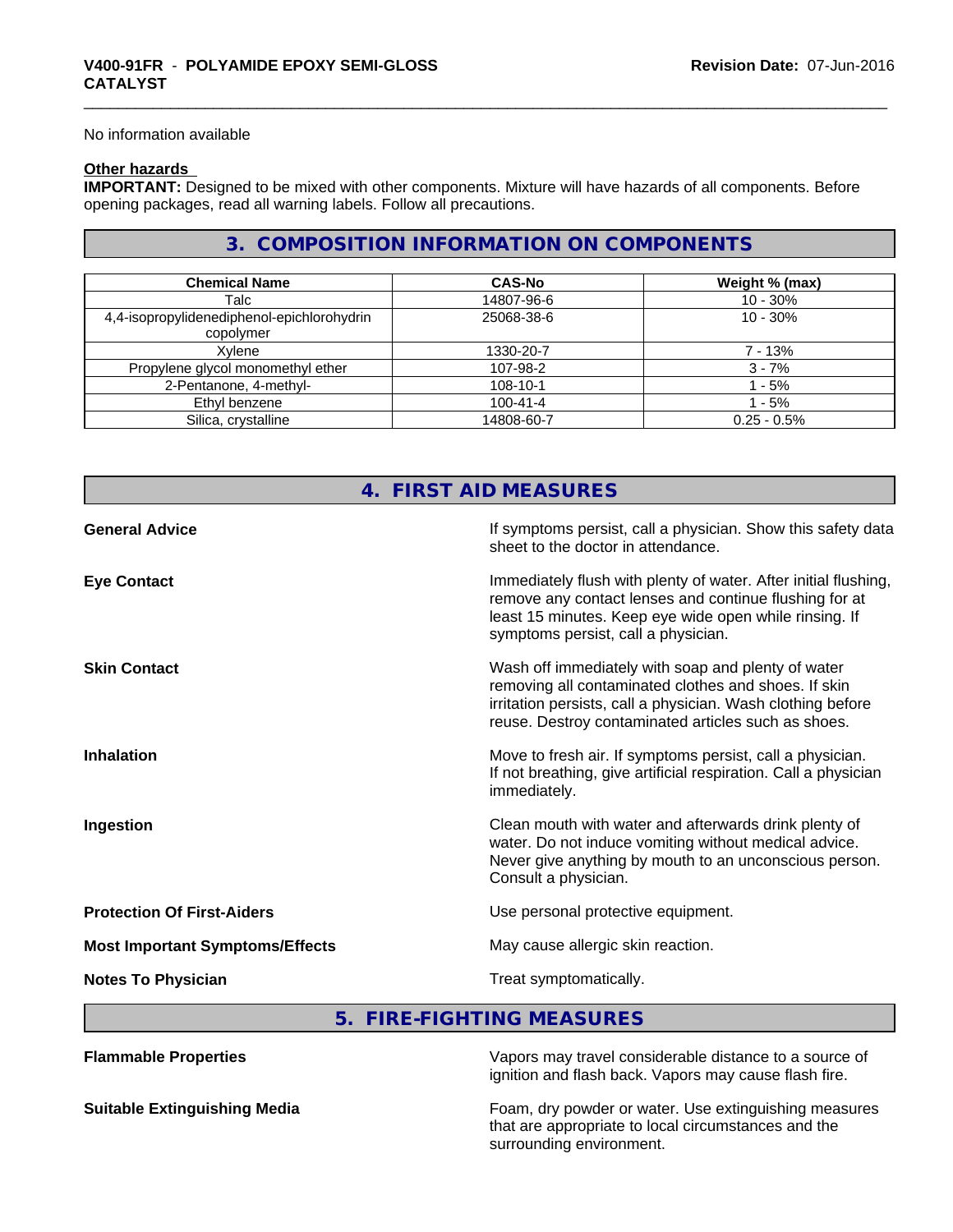No information available

**Other hazards**

**IMPORTANT:** Designed to be mixed with other components. Mixture will have hazards of all components. Before opening packages, read all warning labels. Follow all precautions.

## 3. COMPOSITION INFORMATION ON COMPONENTS

| Chemical Name | CAS-No | Weight % (max) |
|---|---|---|
| Talc | 14807-96-6 | 10 - 30% |
| 4,4-isopropylidenediphenol-epichlorohydrin copolymer | 25068-38-6 | 10 - 30% |
| Xylene | 1330-20-7 | 7 - 13% |
| Propylene glycol monomethyl ether | 107-98-2 | 3 - 7% |
| 2-Pentanone, 4-methyl- | 108-10-1 | 1 - 5% |
| Ethyl benzene | 100-41-4 | 1 - 5% |
| Silica, crystalline | 14808-60-7 | 0.25 - 0.5% |

## 4. FIRST AID MEASURES

**General Advice**

If symptoms persist, call a physician. Show this safety data sheet to the doctor in attendance.

**Eye Contact**

Immediately flush with plenty of water. After initial flushing, remove any contact lenses and continue flushing for at least 15 minutes. Keep eye wide open while rinsing. If symptoms persist, call a physician.

**Skin Contact**

Wash off immediately with soap and plenty of water removing all contaminated clothes and shoes. If skin irritation persists, call a physician. Wash clothing before reuse. Destroy contaminated articles such as shoes.

**Inhalation**

Move to fresh air. If symptoms persist, call a physician. If not breathing, give artificial respiration. Call a physician immediately.

**Ingestion**

Clean mouth with water and afterwards drink plenty of water. Do not induce vomiting without medical advice. Never give anything by mouth to an unconscious person. Consult a physician.

**Protection Of First-Aiders**

Use personal protective equipment.

**Most Important Symptoms/Effects**

May cause allergic skin reaction.

**Notes To Physician**

Treat symptomatically.

## 5. FIRE-FIGHTING MEASURES

**Flammable Properties**

Vapors may travel considerable distance to a source of ignition and flash back. Vapors may cause flash fire.

**Suitable Extinguishing Media**

Foam, dry powder or water. Use extinguishing measures that are appropriate to local circumstances and the surrounding environment.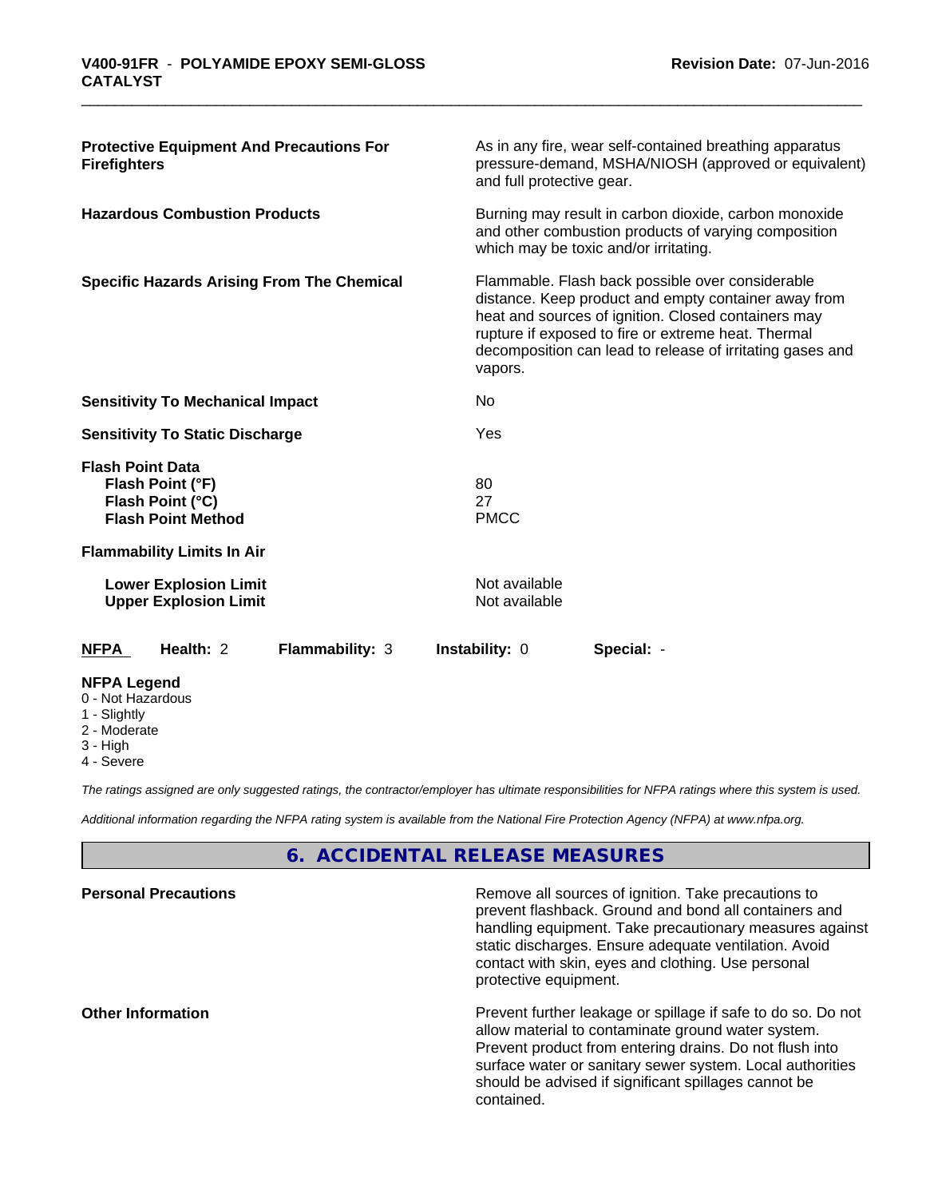| | |
|---|---|
| **Protective Equipment And Precautions For Firefighters** | As in any fire, wear self-contained breathing apparatus pressure-demand, MSHA/NIOSH (approved or equivalent) and full protective gear. |
| **Hazardous Combustion Products** | Burning may result in carbon dioxide, carbon monoxide and other combustion products of varying composition which may be toxic and/or irritating. |
| **Specific Hazards Arising From The Chemical** | Flammable. Flash back possible over considerable distance. Keep product and empty container away from heat and sources of ignition. Closed containers may rupture if exposed to fire or extreme heat. Thermal decomposition can lead to release of irritating gases and vapors. |
| **Sensitivity To Mechanical Impact** | No |
| **Sensitivity To Static Discharge** | Yes |

**Flash Point Data**

| | |
|---|---|
| **Flash Point (°F)** | 80 |
| **Flash Point (°C)** | 27 |
| **Flash Point Method** | PMCC |

**Flammability Limits In Air**

| | |
|---|---|
| **Lower Explosion Limit** | Not available |
| **Upper Explosion Limit** | Not available |

| **NFPA** | **Health:** 2 | **Flammability:** 3 | **Instability:** 0 | **Special:** - |
|---|---|---|---|---|

**NFPA Legend**

- 0 - Not Hazardous
- 1 - Slightly
- 2 - Moderate
- 3 - High
- 4 - Severe

*The ratings assigned are only suggested ratings, the contractor/employer has ultimate responsibilities for NFPA ratings where this system is used.*

*Additional information regarding the NFPA rating system is available from the National Fire Protection Agency (NFPA) at www.nfpa.org.*

## 6. ACCIDENTAL RELEASE MEASURES

| | |
|---|---|
| **Personal Precautions** | Remove all sources of ignition. Take precautions to prevent flashback. Ground and bond all containers and handling equipment. Take precautionary measures against static discharges. Ensure adequate ventilation. Avoid contact with skin, eyes and clothing. Use personal protective equipment. |
| **Other Information** | Prevent further leakage or spillage if safe to do so. Do not allow material to contaminate ground water system. Prevent product from entering drains. Do not flush into surface water or sanitary sewer system. Local authorities should be advised if significant spillages cannot be contained. |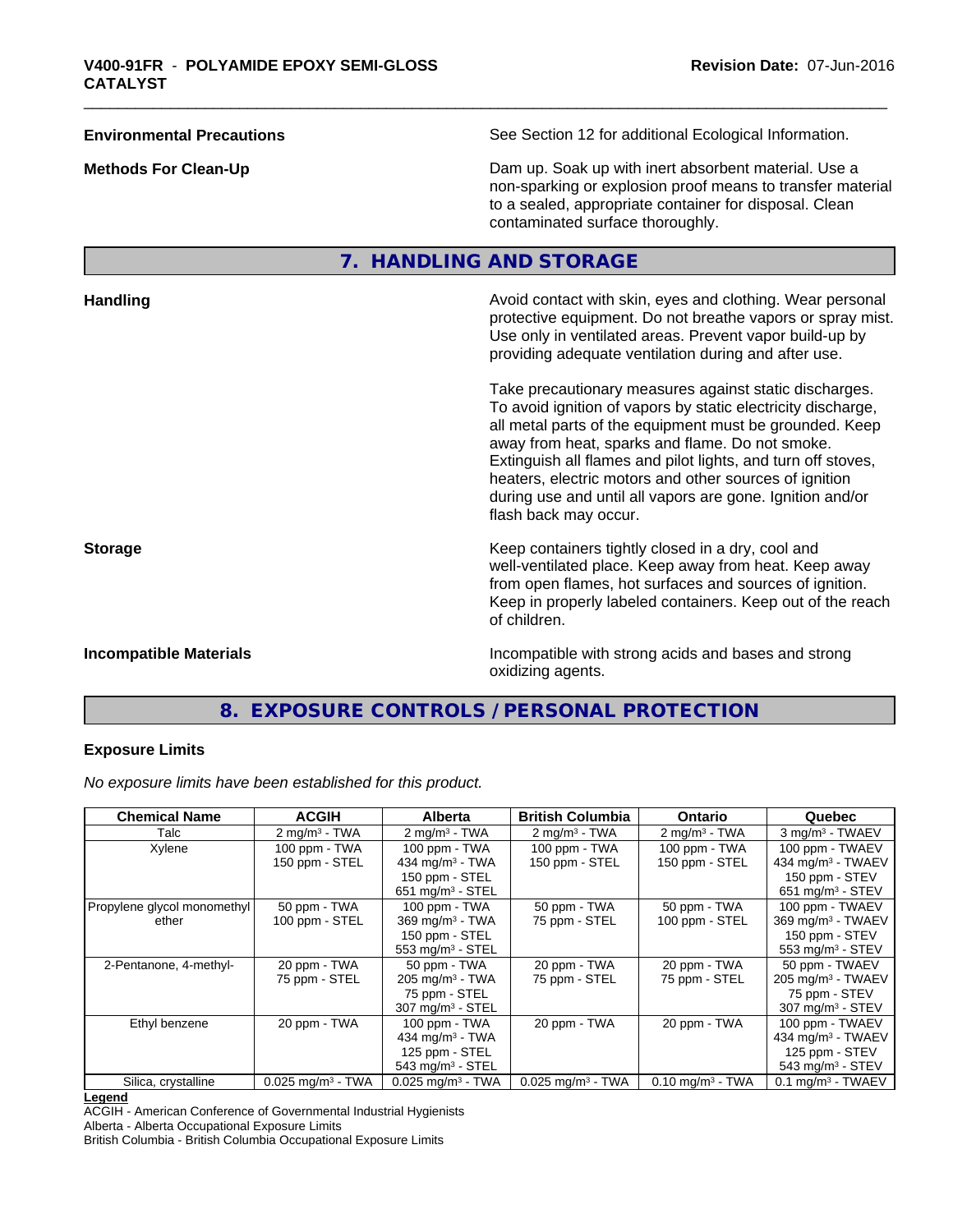**Environmental Precautions** See Section 12 for additional Ecological Information.

**Methods For Clean-Up** Dam up. Soak up with inert absorbent material. Use a non-sparking or explosion proof means to transfer material to a sealed, appropriate container for disposal. Clean contaminated surface thoroughly.

## 7. HANDLING AND STORAGE

**Handling** Avoid contact with skin, eyes and clothing. Wear personal protective equipment. Do not breathe vapors or spray mist. Use only in ventilated areas. Prevent vapor build-up by providing adequate ventilation during and after use.

Take precautionary measures against static discharges. To avoid ignition of vapors by static electricity discharge, all metal parts of the equipment must be grounded. Keep away from heat, sparks and flame. Do not smoke. Extinguish all flames and pilot lights, and turn off stoves, heaters, electric motors and other sources of ignition during use and until all vapors are gone. Ignition and/or flash back may occur.

**Storage** Keep containers tightly closed in a dry, cool and well-ventilated place. Keep away from heat. Keep away from open flames, hot surfaces and sources of ignition. Keep in properly labeled containers. Keep out of the reach of children.

**Incompatible Materials** Incompatible with strong acids and bases and strong oxidizing agents.

## 8. EXPOSURE CONTROLS / PERSONAL PROTECTION

### Exposure Limits

*No exposure limits have been established for this product.*

| Chemical Name | ACGIH | Alberta | British Columbia | Ontario | Quebec |
|---|---|---|---|---|---|
| Talc | 2 mg/m³ - TWA | 2 mg/m³ - TWA | 2 mg/m³ - TWA | 2 mg/m³ - TWA | 3 mg/m³ - TWAEV |
| Xylene | 100 ppm - TWA<br>150 ppm - STEL | 100 ppm - TWA<br>434 mg/m³ - TWA<br>150 ppm - STEL<br>651 mg/m³ - STEL | 100 ppm - TWA<br>150 ppm - STEL | 100 ppm - TWA<br>150 ppm - STEL | 100 ppm - TWAEV<br>434 mg/m³ - TWAEV<br>150 ppm - STEV<br>651 mg/m³ - STEV |
| Propylene glycol monomethyl ether | 50 ppm - TWA<br>100 ppm - STEL | 100 ppm - TWA<br>369 mg/m³ - TWA<br>150 ppm - STEL<br>553 mg/m³ - STEL | 50 ppm - TWA<br>75 ppm - STEL | 50 ppm - TWA<br>100 ppm - STEL | 100 ppm - TWAEV<br>369 mg/m³ - TWAEV<br>150 ppm - STEV<br>553 mg/m³ - STEV |
| 2-Pentanone, 4-methyl- | 20 ppm - TWA<br>75 ppm - STEL | 50 ppm - TWA<br>205 mg/m³ - TWA<br>75 ppm - STEL<br>307 mg/m³ - STEL | 20 ppm - TWA<br>75 ppm - STEL | 20 ppm - TWA<br>75 ppm - STEL | 50 ppm - TWAEV<br>205 mg/m³ - TWAEV<br>75 ppm - STEV<br>307 mg/m³ - STEV |
| Ethyl benzene | 20 ppm - TWA | 100 ppm - TWA<br>434 mg/m³ - TWA<br>125 ppm - STEL<br>543 mg/m³ - STEL | 20 ppm - TWA | 20 ppm - TWA | 100 ppm - TWAEV<br>434 mg/m³ - TWAEV<br>125 ppm - STEV<br>543 mg/m³ - STEV |
| Silica, crystalline | 0.025 mg/m³ - TWA | 0.025 mg/m³ - TWA | 0.025 mg/m³ - TWA | 0.10 mg/m³ - TWA | 0.1 mg/m³ - TWAEV |

**Legend**
ACGIH - American Conference of Governmental Industrial Hygienists
Alberta - Alberta Occupational Exposure Limits
British Columbia - British Columbia Occupational Exposure Limits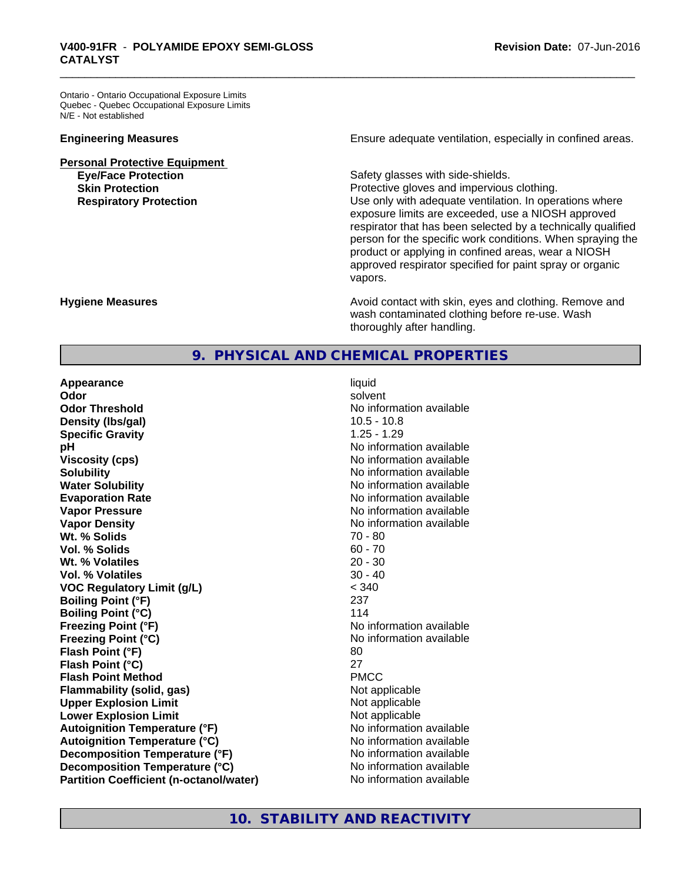Ontario - Ontario Occupational Exposure Limits
Quebec - Quebec Occupational Exposure Limits
N/E - Not established

| | |
|---|---|
| **Engineering Measures** | Ensure adequate ventilation, especially in confined areas. |

**Personal Protective Equipment**

| | |
|---|---|
| **Eye/Face Protection** | Safety glasses with side-shields. |
| **Skin Protection** | Protective gloves and impervious clothing. |
| **Respiratory Protection** | Use only with adequate ventilation. In operations where exposure limits are exceeded, use a NIOSH approved respirator that has been selected by a technically qualified person for the specific work conditions. When spraying the product or applying in confined areas, wear a NIOSH approved respirator specified for paint spray or organic vapors. |

| | |
|---|---|
| **Hygiene Measures** | Avoid contact with skin, eyes and clothing. Remove and wash contaminated clothing before re-use. Wash thoroughly after handling. |

## 9. PHYSICAL AND CHEMICAL PROPERTIES

| | |
|---|---|
| **Appearance** | liquid |
| **Odor** | solvent |
| **Odor Threshold** | No information available |
| **Density (lbs/gal)** | 10.5 - 10.8 |
| **Specific Gravity** | 1.25 - 1.29 |
| **pH** | No information available |
| **Viscosity (cps)** | No information available |
| **Solubility** | No information available |
| **Water Solubility** | No information available |
| **Evaporation Rate** | No information available |
| **Vapor Pressure** | No information available |
| **Vapor Density** | No information available |
| **Wt. % Solids** | 70 - 80 |
| **Vol. % Solids** | 60 - 70 |
| **Wt. % Volatiles** | 20 - 30 |
| **Vol. % Volatiles** | 30 - 40 |
| **VOC Regulatory Limit (g/L)** | < 340 |
| **Boiling Point (°F)** | 237 |
| **Boiling Point (°C)** | 114 |
| **Freezing Point (°F)** | No information available |
| **Freezing Point (°C)** | No information available |
| **Flash Point (°F)** | 80 |
| **Flash Point (°C)** | 27 |
| **Flash Point Method** | PMCC |
| **Flammability (solid, gas)** | Not applicable |
| **Upper Explosion Limit** | Not applicable |
| **Lower Explosion Limit** | Not applicable |
| **Autoignition Temperature (°F)** | No information available |
| **Autoignition Temperature (°C)** | No information available |
| **Decomposition Temperature (°F)** | No information available |
| **Decomposition Temperature (°C)** | No information available |
| **Partition Coefficient (n-octanol/water)** | No information available |

## 10. STABILITY AND REACTIVITY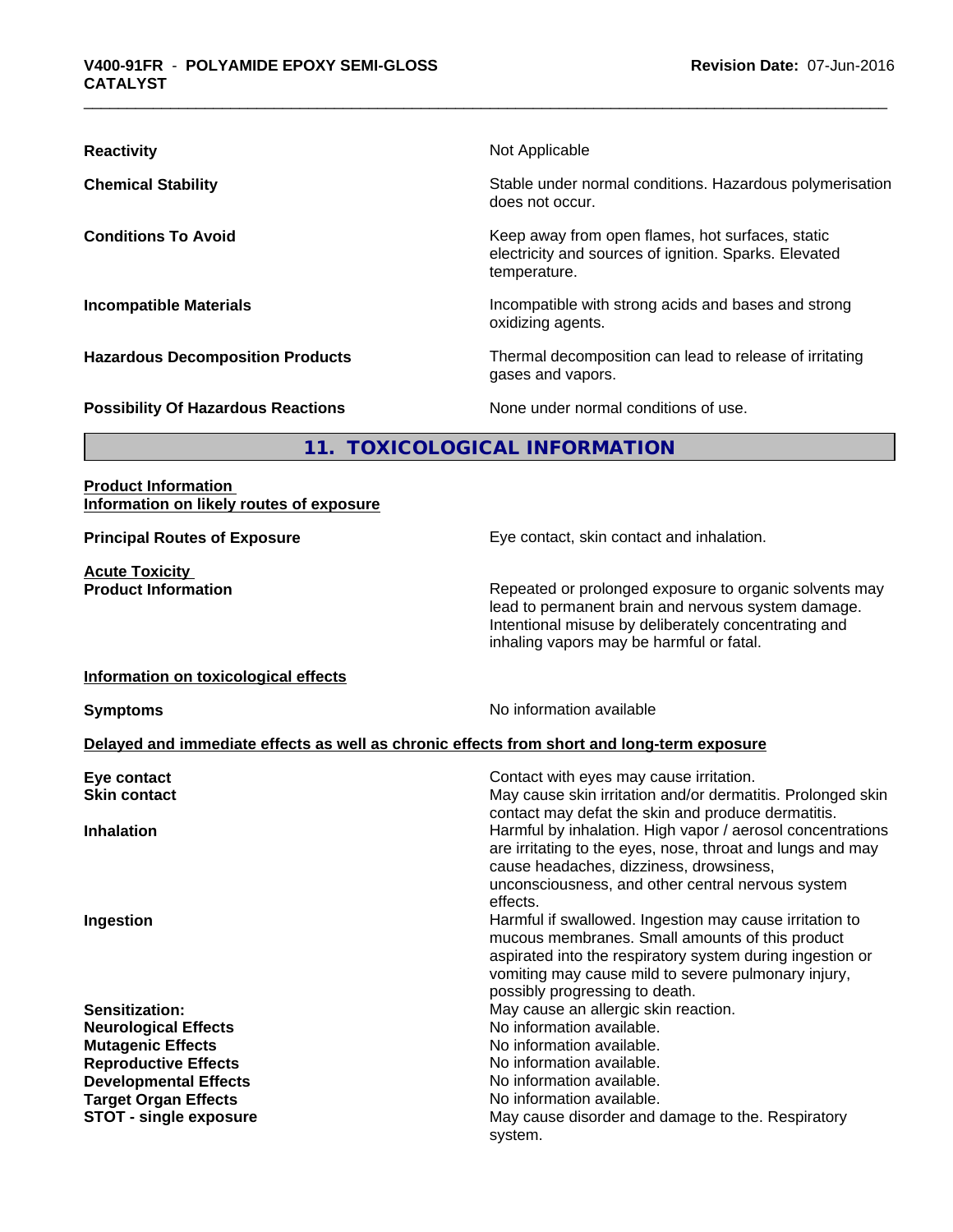| | |
|---|---|
| **Reactivity** | Not Applicable |
| **Chemical Stability** | Stable under normal conditions. Hazardous polymerisation does not occur. |
| **Conditions To Avoid** | Keep away from open flames, hot surfaces, static electricity and sources of ignition. Sparks. Elevated temperature. |
| **Incompatible Materials** | Incompatible with strong acids and bases and strong oxidizing agents. |
| **Hazardous Decomposition Products** | Thermal decomposition can lead to release of irritating gases and vapors. |
| **Possibility Of Hazardous Reactions** | None under normal conditions of use. |

## 11. TOXICOLOGICAL INFORMATION

**Product Information**
**Information on likely routes of exposure**

| | |
|---|---|
| **Principal Routes of Exposure** | Eye contact, skin contact and inhalation. |

**Acute Toxicity**

| | |
|---|---|
| **Product Information** | Repeated or prolonged exposure to organic solvents may lead to permanent brain and nervous system damage. Intentional misuse by deliberately concentrating and inhaling vapors may be harmful or fatal. |

**Information on toxicological effects**

| | |
|---|---|
| **Symptoms** | No information available |

**Delayed and immediate effects as well as chronic effects from short and long-term exposure**

| | |
|---|---|
| **Eye contact** | Contact with eyes may cause irritation. |
| **Skin contact** | May cause skin irritation and/or dermatitis. Prolonged skin contact may defat the skin and produce dermatitis. |
| **Inhalation** | Harmful by inhalation. High vapor / aerosol concentrations are irritating to the eyes, nose, throat and lungs and may cause headaches, dizziness, drowsiness, unconsciousness, and other central nervous system effects. |
| **Ingestion** | Harmful if swallowed. Ingestion may cause irritation to mucous membranes. Small amounts of this product aspirated into the respiratory system during ingestion or vomiting may cause mild to severe pulmonary injury, possibly progressing to death. |
| **Sensitization:** | May cause an allergic skin reaction. |
| **Neurological Effects** | No information available. |
| **Mutagenic Effects** | No information available. |
| **Reproductive Effects** | No information available. |
| **Developmental Effects** | No information available. |
| **Target Organ Effects** | No information available. |
| **STOT - single exposure** | May cause disorder and damage to the. Respiratory system. |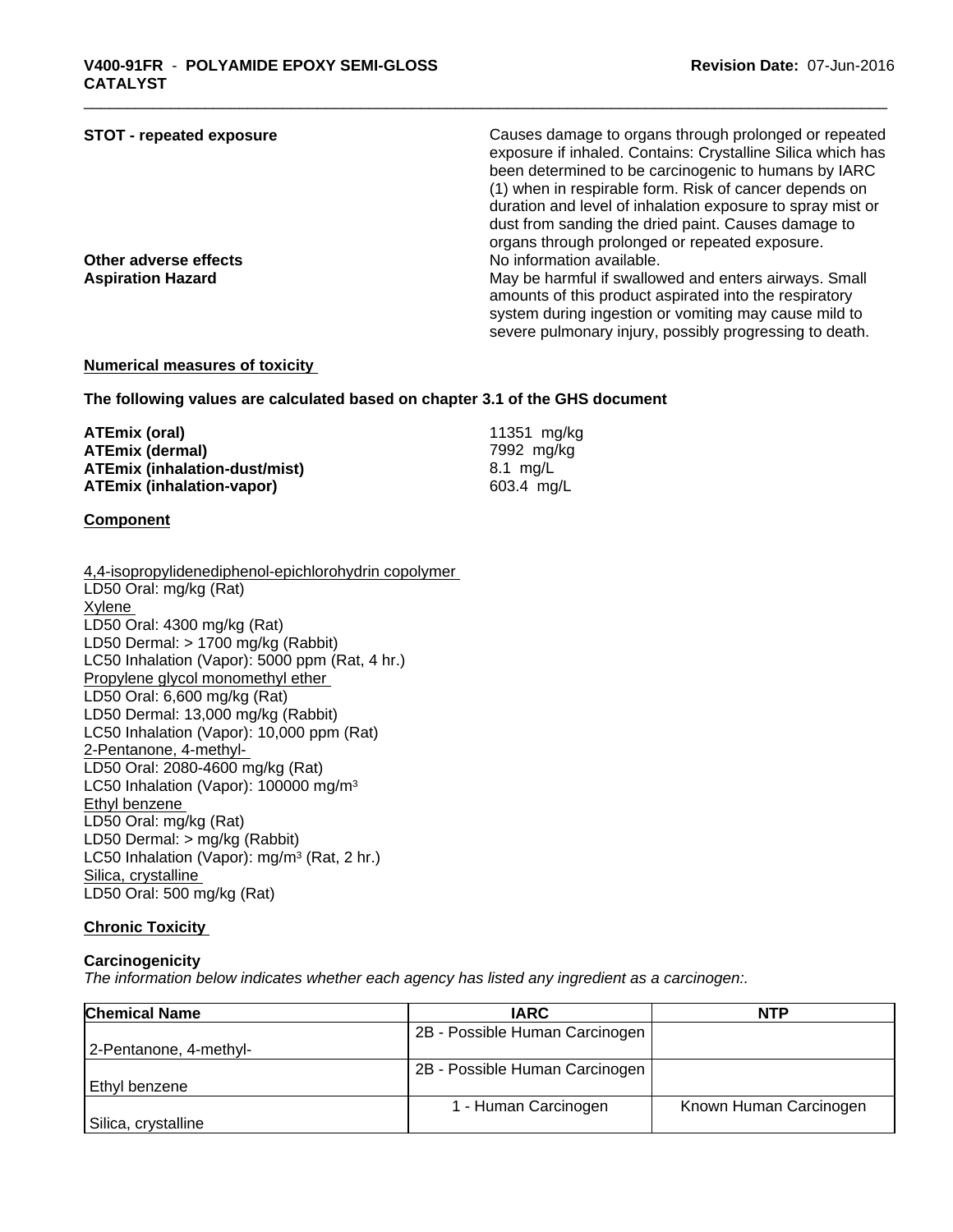**STOT - repeated exposure** Causes damage to organs through prolonged or repeated exposure if inhaled. Contains: Crystalline Silica which has been determined to be carcinogenic to humans by IARC (1) when in respirable form. Risk of cancer depends on duration and level of inhalation exposure to spray mist or dust from sanding the dried paint. Causes damage to organs through prolonged or repeated exposure.

**Other adverse effects** No information available.

**Aspiration Hazard** May be harmful if swallowed and enters airways. Small amounts of this product aspirated into the respiratory system during ingestion or vomiting may cause mild to severe pulmonary injury, possibly progressing to death.

**Numerical measures of toxicity**

**The following values are calculated based on chapter 3.1 of the GHS document**

**ATEmix (oral)** 11351 mg/kg
**ATEmix (dermal)** 7992 mg/kg
**ATEmix (inhalation-dust/mist)** 8.1 mg/L
**ATEmix (inhalation-vapor)** 603.4 mg/L

**Component**

4,4-isopropylidenediphenol-epichlorohydrin copolymer
LD50 Oral: mg/kg (Rat)
Xylene
LD50 Oral: 4300 mg/kg (Rat)
LD50 Dermal: > 1700 mg/kg (Rabbit)
LC50 Inhalation (Vapor): 5000 ppm (Rat, 4 hr.)
Propylene glycol monomethyl ether
LD50 Oral: 6,600 mg/kg (Rat)
LD50 Dermal: 13,000 mg/kg (Rabbit)
LC50 Inhalation (Vapor): 10,000 ppm (Rat)
2-Pentanone, 4-methyl-
LD50 Oral: 2080-4600 mg/kg (Rat)
LC50 Inhalation (Vapor): 100000 mg/m³
Ethyl benzene
LD50 Oral: mg/kg (Rat)
LD50 Dermal: > mg/kg (Rabbit)
LC50 Inhalation (Vapor): mg/m³ (Rat, 2 hr.)
Silica, crystalline
LD50 Oral: 500 mg/kg (Rat)

**Chronic Toxicity**

**Carcinogenicity**

*The information below indicates whether each agency has listed any ingredient as a carcinogen:.*

| Chemical Name | IARC | NTP |
| --- | --- | --- |
| 2-Pentanone, 4-methyl- | 2B - Possible Human Carcinogen | |
| Ethyl benzene | 2B - Possible Human Carcinogen | |
| Silica, crystalline | 1 - Human Carcinogen | Known Human Carcinogen |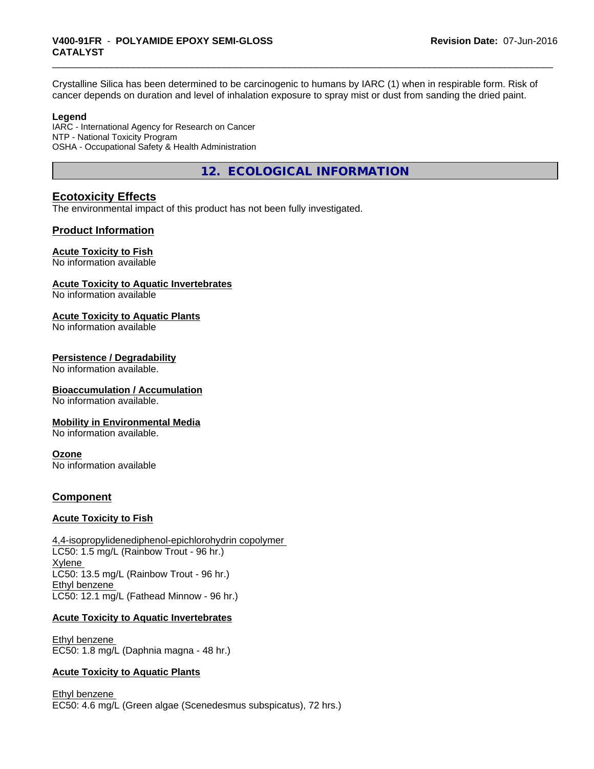Crystalline Silica has been determined to be carcinogenic to humans by IARC (1) when in respirable form. Risk of cancer depends on duration and level of inhalation exposure to spray mist or dust from sanding the dried paint.

**Legend**
IARC - International Agency for Research on Cancer
NTP - National Toxicity Program
OSHA - Occupational Safety & Health Administration

## 12. ECOLOGICAL INFORMATION

### Ecotoxicity Effects
The environmental impact of this product has not been fully investigated.

### Product Information

**Acute Toxicity to Fish**
No information available

**Acute Toxicity to Aquatic Invertebrates**
No information available

**Acute Toxicity to Aquatic Plants**
No information available

**Persistence / Degradability**
No information available.

**Bioaccumulation / Accumulation**
No information available.

**Mobility in Environmental Media**
No information available.

**Ozone**
No information available

### Component

**Acute Toxicity to Fish**

4,4-isopropylidenediphenol-epichlorohydrin copolymer
LC50: 1.5 mg/L (Rainbow Trout - 96 hr.)
Xylene
LC50: 13.5 mg/L (Rainbow Trout - 96 hr.)
Ethyl benzene
LC50: 12.1 mg/L (Fathead Minnow - 96 hr.)

**Acute Toxicity to Aquatic Invertebrates**

Ethyl benzene
EC50: 1.8 mg/L (Daphnia magna - 48 hr.)

**Acute Toxicity to Aquatic Plants**

Ethyl benzene
EC50: 4.6 mg/L (Green algae (Scenedesmus subspicatus), 72 hrs.)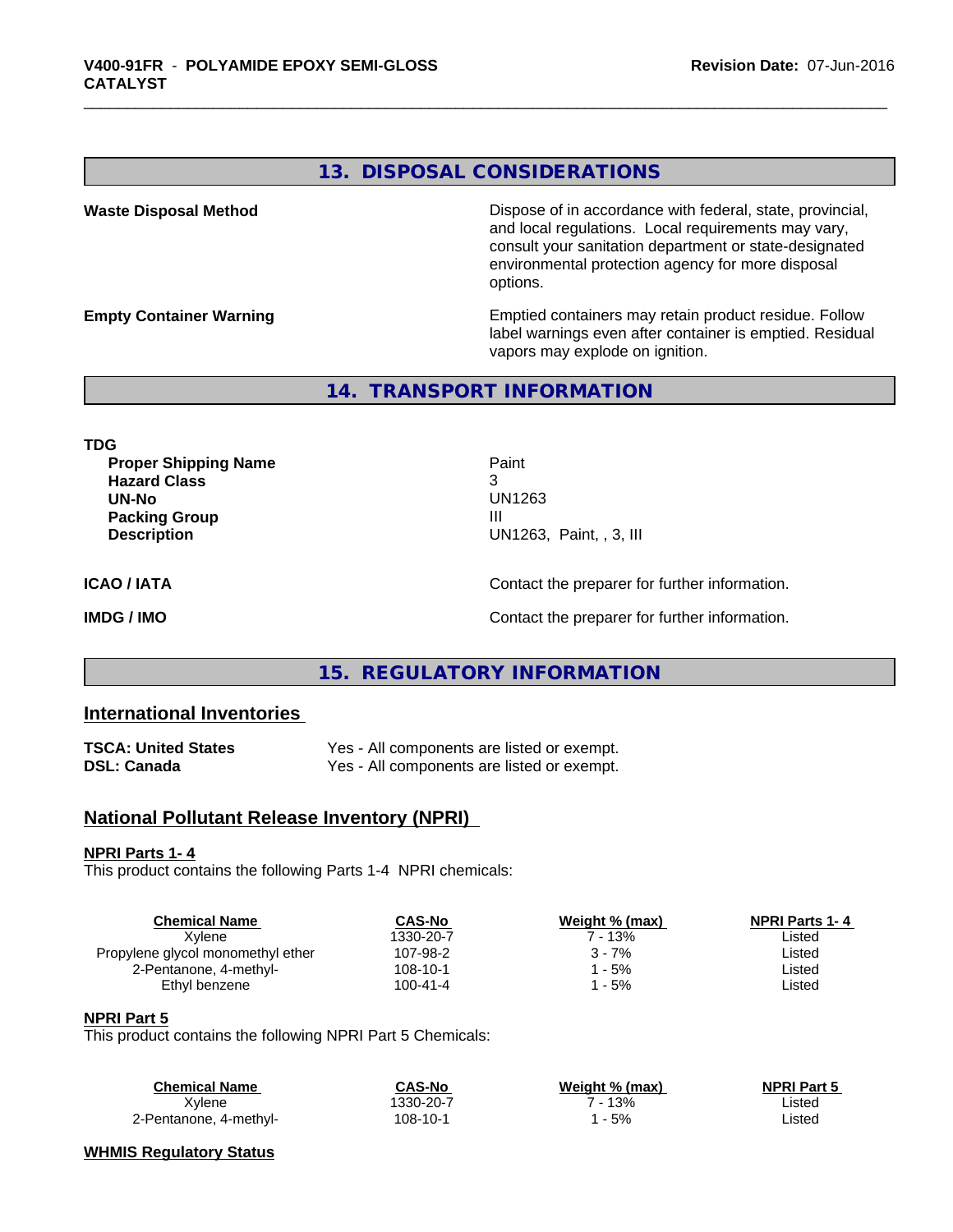## 13. DISPOSAL CONSIDERATIONS

**Waste Disposal Method**

Dispose of in accordance with federal, state, provincial, and local regulations. Local requirements may vary, consult your sanitation department or state-designated environmental protection agency for more disposal options.

**Empty Container Warning**

Emptied containers may retain product residue. Follow label warnings even after container is emptied. Residual vapors may explode on ignition.

## 14. TRANSPORT INFORMATION

**TDG**

| | |
|---|---|
| **Proper Shipping Name** | Paint |
| **Hazard Class** | 3 |
| **UN-No** | UN1263 |
| **Packing Group** | III |
| **Description** | UN1263, Paint, , 3, III |

**ICAO / IATA** — Contact the preparer for further information.

**IMDG / IMO** — Contact the preparer for further information.

## 15. REGULATORY INFORMATION

### International Inventories

| | |
|---|---|
| **TSCA: United States** | Yes - All components are listed or exempt. |
| **DSL: Canada** | Yes - All components are listed or exempt. |

### National Pollutant Release Inventory (NPRI)

**NPRI Parts 1- 4**

This product contains the following Parts 1-4 NPRI chemicals:

| Chemical Name | CAS-No | Weight % (max) | NPRI Parts 1- 4 |
|---|---|---|---|
| Xylene | 1330-20-7 | 7 - 13% | Listed |
| Propylene glycol monomethyl ether | 107-98-2 | 3 - 7% | Listed |
| 2-Pentanone, 4-methyl- | 108-10-1 | 1 - 5% | Listed |
| Ethyl benzene | 100-41-4 | 1 - 5% | Listed |

**NPRI Part 5**

This product contains the following NPRI Part 5 Chemicals:

| Chemical Name | CAS-No | Weight % (max) | NPRI Part 5 |
|---|---|---|---|
| Xylene | 1330-20-7 | 7 - 13% | Listed |
| 2-Pentanone, 4-methyl- | 108-10-1 | 1 - 5% | Listed |

**WHMIS Regulatory Status**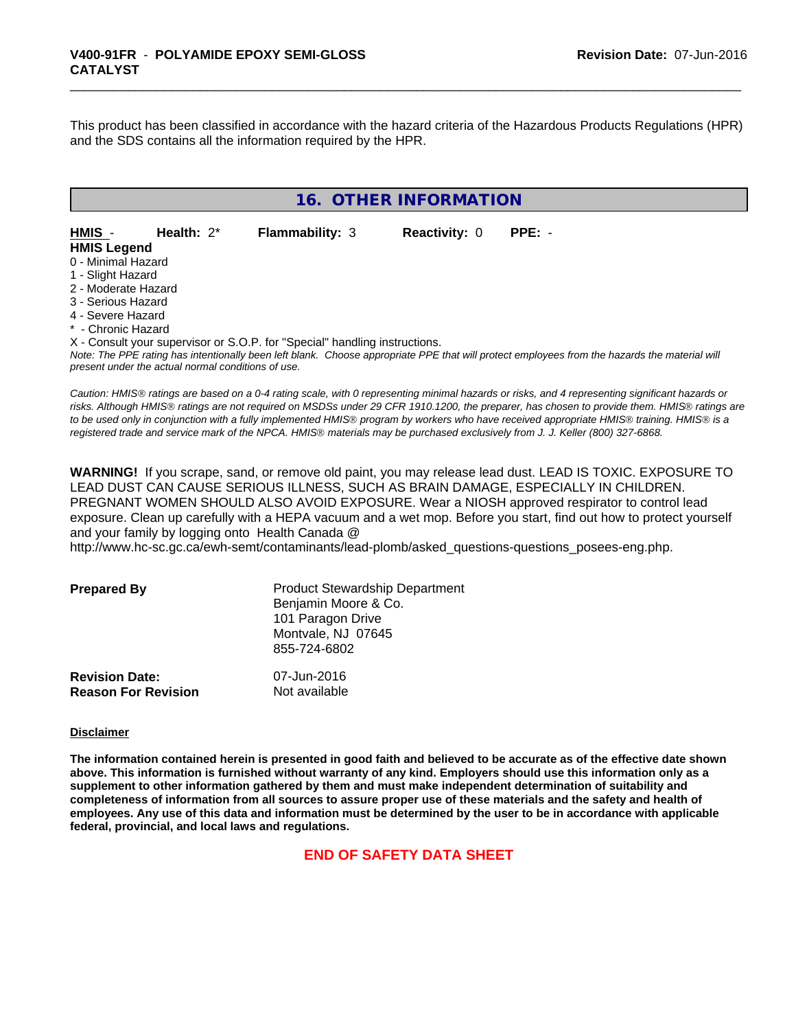This product has been classified in accordance with the hazard criteria of the Hazardous Products Regulations (HPR) and the SDS contains all the information required by the HPR.

## 16. OTHER INFORMATION

**HMIS** - **Health:** 2* **Flammability:** 3 **Reactivity:** 0 **PPE:** -

**HMIS Legend**

0 - Minimal Hazard
1 - Slight Hazard
2 - Moderate Hazard
3 - Serious Hazard
4 - Severe Hazard
* - Chronic Hazard
X - Consult your supervisor or S.O.P. for "Special" handling instructions.

*Note: The PPE rating has intentionally been left blank. Choose appropriate PPE that will protect employees from the hazards the material will present under the actual normal conditions of use.*

*Caution: HMIS® ratings are based on a 0-4 rating scale, with 0 representing minimal hazards or risks, and 4 representing significant hazards or risks. Although HMIS® ratings are not required on MSDSs under 29 CFR 1910.1200, the preparer, has chosen to provide them. HMIS® ratings are to be used only in conjunction with a fully implemented HMIS® program by workers who have received appropriate HMIS® training. HMIS® is a registered trade and service mark of the NPCA. HMIS® materials may be purchased exclusively from J. J. Keller (800) 327-6868.*

**WARNING!** If you scrape, sand, or remove old paint, you may release lead dust. LEAD IS TOXIC. EXPOSURE TO LEAD DUST CAN CAUSE SERIOUS ILLNESS, SUCH AS BRAIN DAMAGE, ESPECIALLY IN CHILDREN. PREGNANT WOMEN SHOULD ALSO AVOID EXPOSURE. Wear a NIOSH approved respirator to control lead exposure. Clean up carefully with a HEPA vacuum and a wet mop. Before you start, find out how to protect yourself and your family by logging onto Health Canada @ http://www.hc-sc.gc.ca/ewh-semt/contaminants/lead-plomb/asked_questions-questions_posees-eng.php.

**Prepared By**

Product Stewardship Department
Benjamin Moore & Co.
101 Paragon Drive
Montvale, NJ 07645
855-724-6802

**Revision Date:** 07-Jun-2016
**Reason For Revision** Not available

**Disclaimer**

**The information contained herein is presented in good faith and believed to be accurate as of the effective date shown above. This information is furnished without warranty of any kind. Employers should use this information only as a supplement to other information gathered by them and must make independent determination of suitability and completeness of information from all sources to assure proper use of these materials and the safety and health of employees. Any use of this data and information must be determined by the user to be in accordance with applicable federal, provincial, and local laws and regulations.**

**END OF SAFETY DATA SHEET**